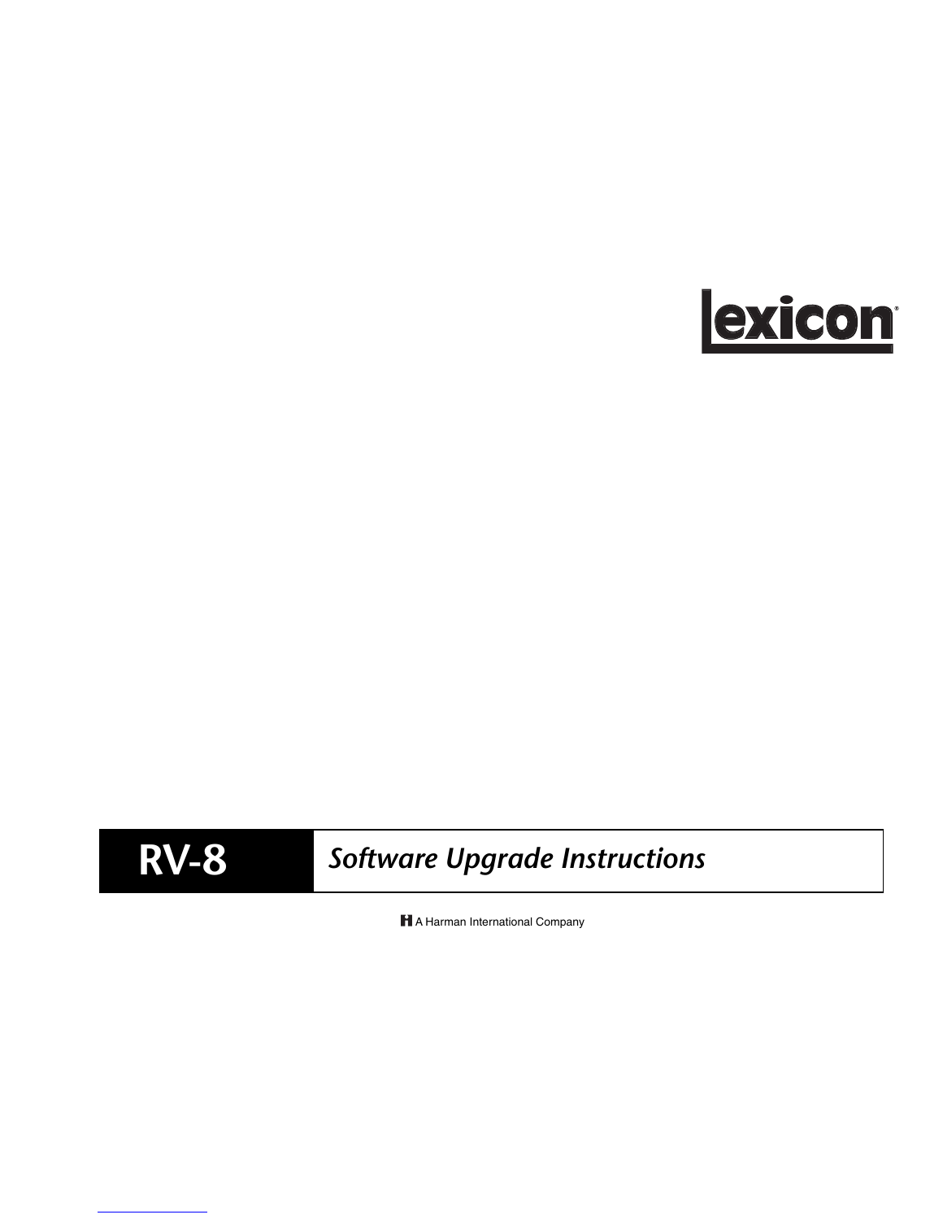lexicon

# RV-8 | *Software Upgrade Instructions*

A Harman International Company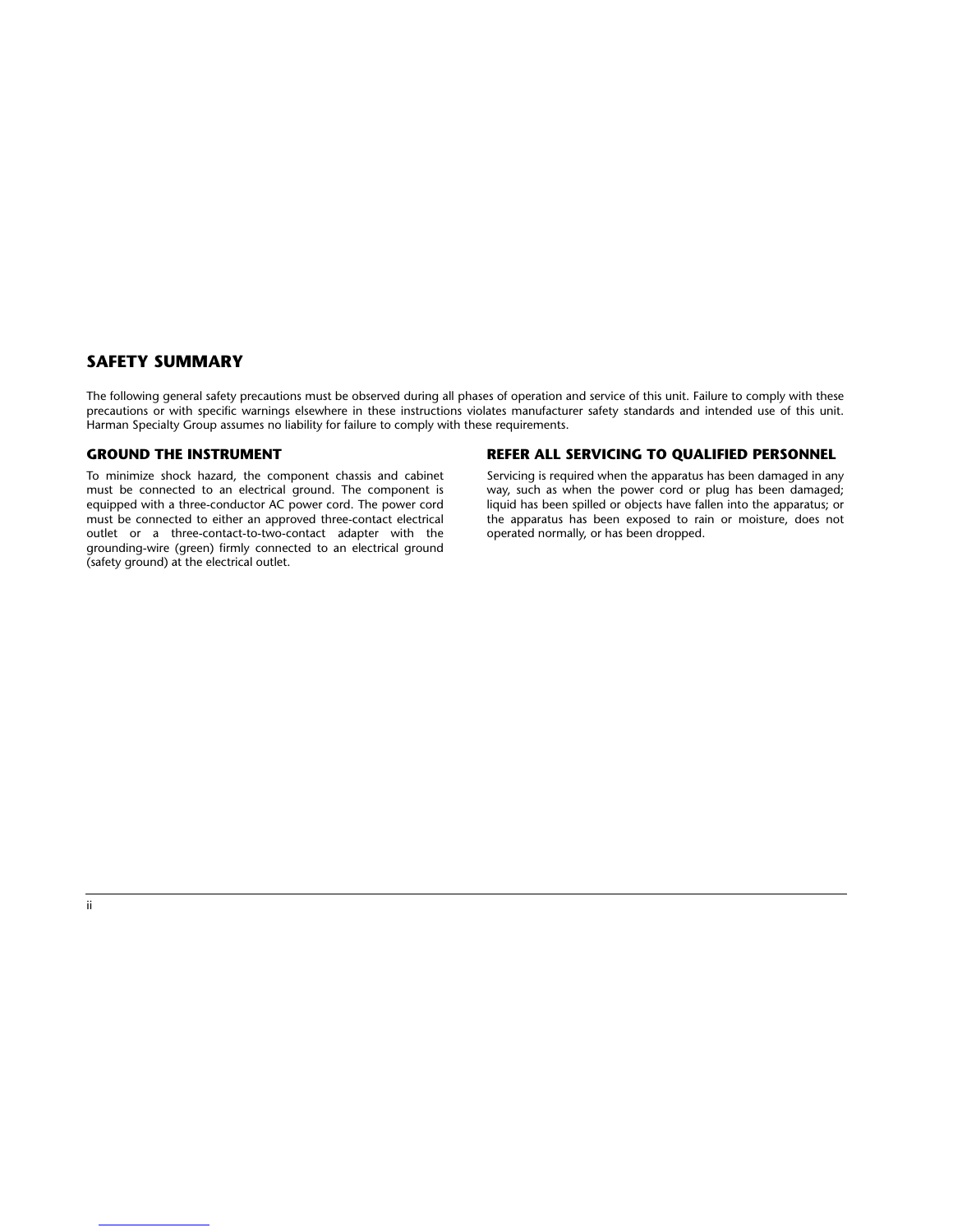## SAFETY SUMMARY

The following general safety precautions must be observed during all phases of operation and service of this unit. Failure to comply with these precautions or with specific warnings elsewhere in these instructions violates manufacturer safety standards and intended use of this unit. Harman Specialty Group assumes no liability for failure to comply with these requirements.

### GROUND THE INSTRUMENT

To minimize shock hazard, the component chassis and cabinet must be connected to an electrical ground. The component is equipped with a three-conductor AC power cord. The power cord must be connected to either an approved three-contact electrical outlet or a three-contact-to-two-contact adapter with the grounding-wire (green) firmly connected to an electrical ground (safety ground) at the electrical outlet.

### REFER ALL SERVICING TO QUALIFIED PERSONNEL

Servicing is required when the apparatus has been damaged in any way, such as when the power cord or plug has been damaged; liquid has been spilled or objects have fallen into the apparatus; or the apparatus has been exposed to rain or moisture, does not operated normally, or has been dropped.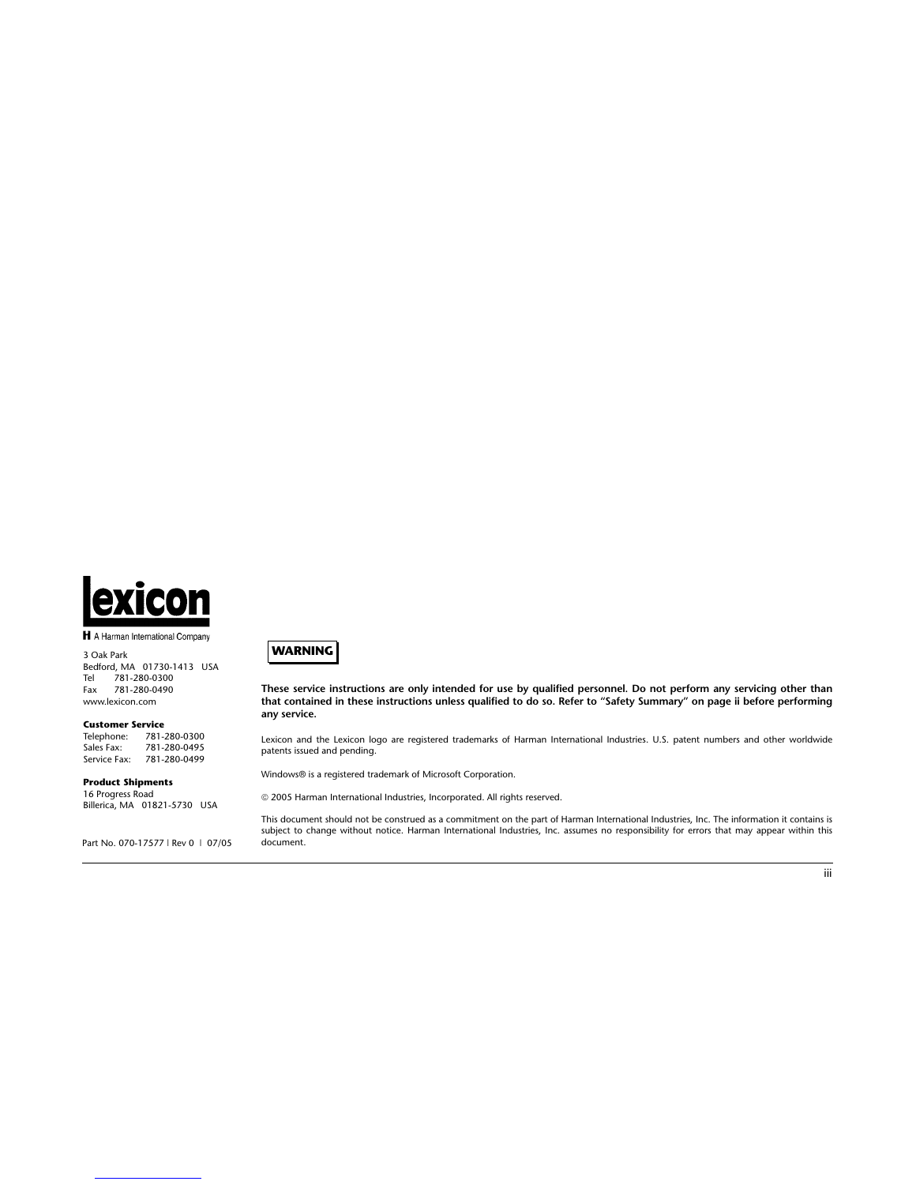**Lexicon**

A Harman International Company

3 Oak Park
Bedford, MA 01730-1413 USA
Tel 781-280-0300
Fax 781-280-0490
www.lexicon.com

**Customer Service**
Telephone: 781-280-0300
Sales Fax: 781-280-0495
Service Fax: 781-280-0499

**Product Shipments**
16 Progress Road
Billerica, MA 01821-5730 USA

Part No. 070-17577 | Rev 0 | 07/05

**WARNING**

**These service instructions are only intended for use by qualified personnel. Do not perform any servicing other than that contained in these instructions unless qualified to do so. Refer to "Safety Summary" on page ii before performing any service.**

Lexicon and the Lexicon logo are registered trademarks of Harman International Industries. U.S. patent numbers and other worldwide patents issued and pending.

Windows® is a registered trademark of Microsoft Corporation.

© 2005 Harman International Industries, Incorporated. All rights reserved.

This document should not be construed as a commitment on the part of Harman International Industries, Inc. The information it contains is subject to change without notice. Harman International Industries, Inc. assumes no responsibility for errors that may appear within this document.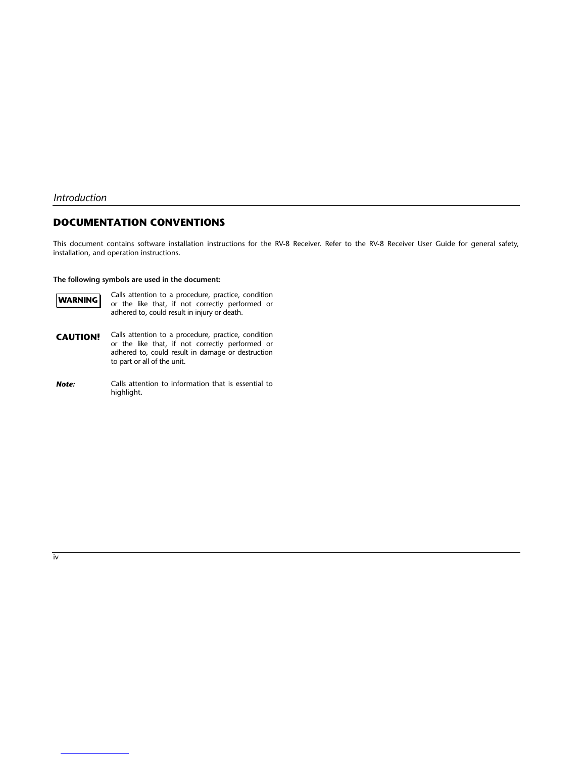## DOCUMENTATION CONVENTIONS

This document contains software installation instructions for the RV-8 Receiver. Refer to the RV-8 Receiver User Guide for general safety, installation, and operation instructions.

**The following symbols are used in the document:**

| | |
|---|---|
| **WARNING** | Calls attention to a procedure, practice, condition or the like that, if not correctly performed or adhered to, could result in injury or death. |
| **CAUTION!** | Calls attention to a procedure, practice, condition or the like that, if not correctly performed or adhered to, could result in damage or destruction to part or all of the unit. |
| ***Note:*** | Calls attention to information that is essential to highlight. |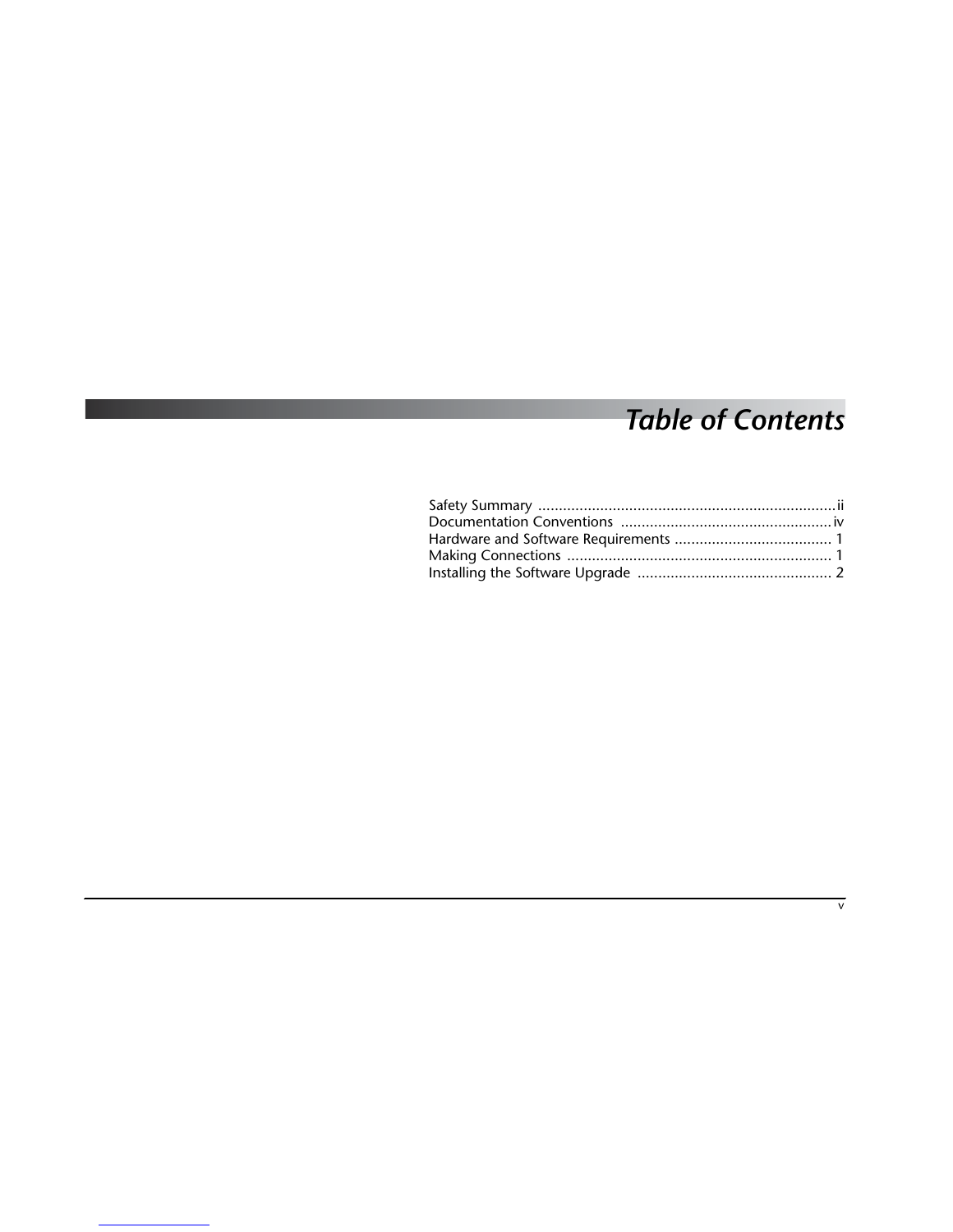# *Table of Contents*

Safety Summary ........................................................................ ii
Documentation Conventions ................................................... iv
Hardware and Software Requirements ...................................... 1
Making Connections ................................................................ 1
Installing the Software Upgrade ............................................... 2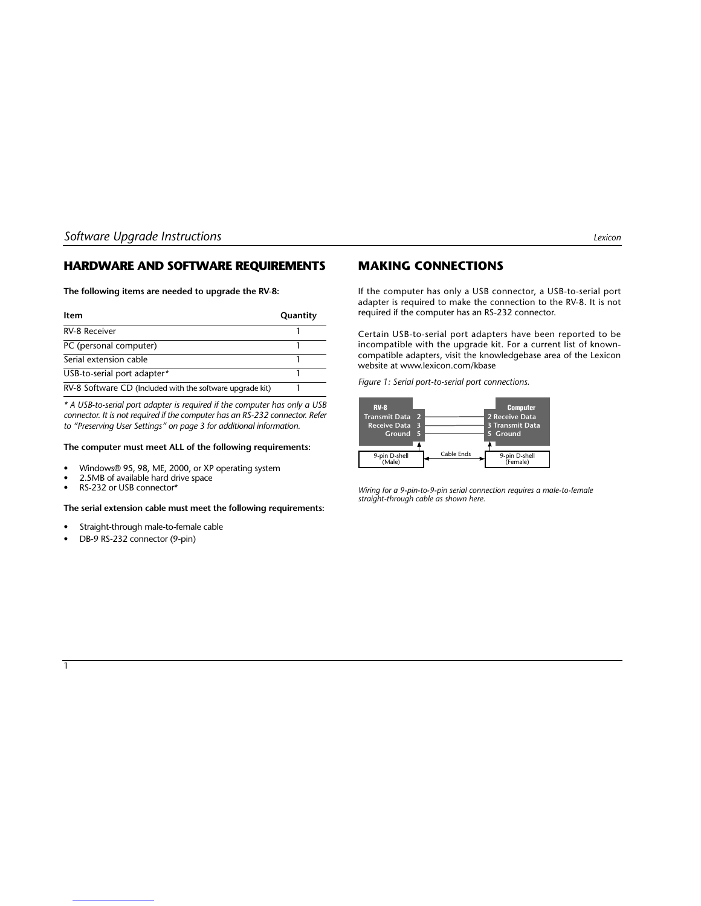## HARDWARE AND SOFTWARE REQUIREMENTS

**The following items are needed to upgrade the RV-8:**

| Item | Quantity |
|---|---|
| RV-8 Receiver | 1 |
| PC (personal computer) | 1 |
| Serial extension cable | 1 |
| USB-to-serial port adapter* | 1 |
| RV-8 Software CD (Included with the software upgrade kit) | 1 |

*\* A USB-to-serial port adapter is required if the computer has only a USB connector. It is not required if the computer has an RS-232 connector. Refer to "Preserving User Settings" on page 3 for additional information.*

**The computer must meet ALL of the following requirements:**

- Windows® 95, 98, ME, 2000, or XP operating system
- 2.5MB of available hard drive space
- RS-232 or USB connector*

**The serial extension cable must meet the following requirements:**

- Straight-through male-to-female cable
- DB-9 RS-232 connector (9-pin)

## MAKING CONNECTIONS

If the computer has only a USB connector, a USB-to-serial port adapter is required to make the connection to the RV-8. It is not required if the computer has an RS-232 connector.

Certain USB-to-serial port adapters have been reported to be incompatible with the upgrade kit. For a current list of known-compatible adapters, visit the knowledgebase area of the Lexicon website at www.lexicon.com/kbase

*Figure 1: Serial port-to-serial port connections.*

| RV-8 | | | Computer |
|---|---|---|---|
| Transmit Data | 2 | 2 | Receive Data |
| Receive Data | 3 | 3 | Transmit Data |
| Ground | 5 | 5 | Ground |

9-pin D-shell (Male) ← Cable Ends → 9-pin D-shell (Female)

*Wiring for a 9-pin-to-9-pin serial connection requires a male-to-female straight-through cable as shown here.*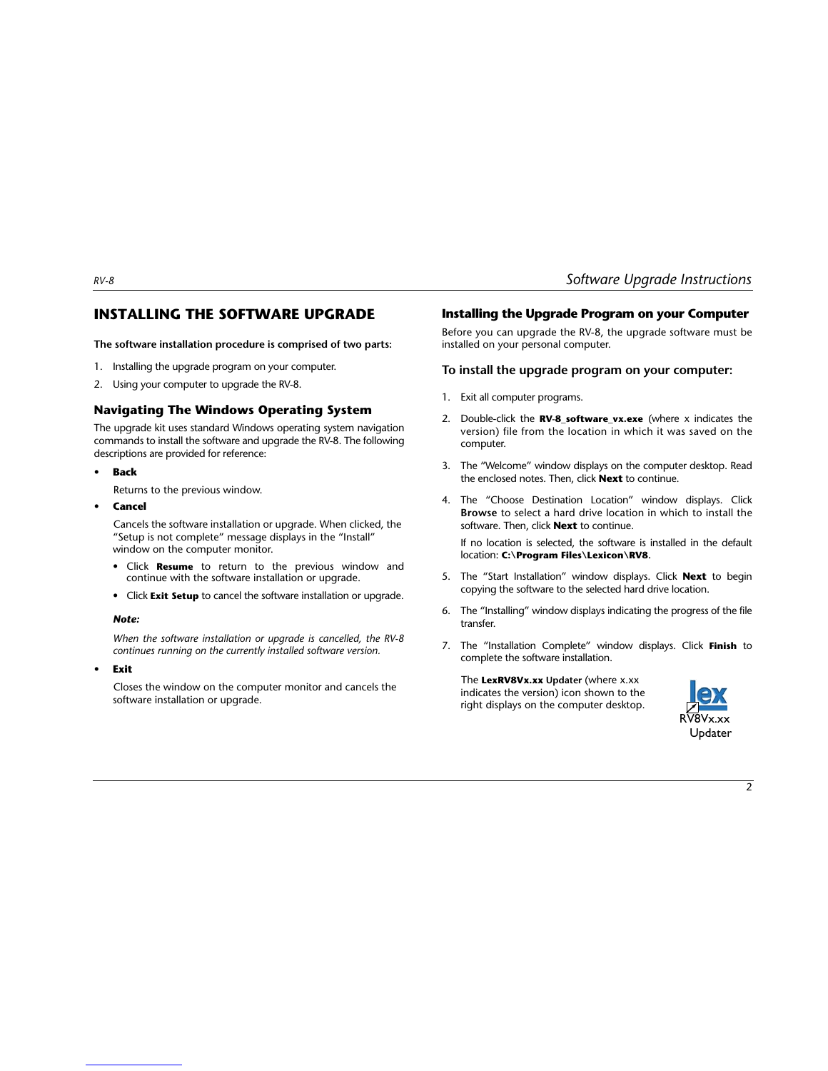## INSTALLING THE SOFTWARE UPGRADE

**The software installation procedure is comprised of two parts:**

1. Installing the upgrade program on your computer.
2. Using your computer to upgrade the RV-8.

### Navigating The Windows Operating System

The upgrade kit uses standard Windows operating system navigation commands to install the software and upgrade the RV-8. The following descriptions are provided for reference:

- **Back**

  Returns to the previous window.

- **Cancel**

  Cancels the software installation or upgrade. When clicked, the "Setup is not complete" message displays in the "Install" window on the computer monitor.

  - Click **Resume** to return to the previous window and continue with the software installation or upgrade.
  - Click **Exit Setup** to cancel the software installation or upgrade.

  ***Note:***

  *When the software installation or upgrade is cancelled, the RV-8 continues running on the currently installed software version.*

- **Exit**

  Closes the window on the computer monitor and cancels the software installation or upgrade.

### Installing the Upgrade Program on your Computer

Before you can upgrade the RV-8, the upgrade software must be installed on your personal computer.

#### To install the upgrade program on your computer:

1. Exit all computer programs.
2. Double-click the **RV-8_software_vx.exe** (where x indicates the version) file from the location in which it was saved on the computer.
3. The "Welcome" window displays on the computer desktop. Read the enclosed notes. Then, click **Next** to continue.
4. The "Choose Destination Location" window displays. Click **Browse** to select a hard drive location in which to install the software. Then, click **Next** to continue.

   If no location is selected, the software is installed in the default location: **C:\Program Files\Lexicon\RV8**.
5. The "Start Installation" window displays. Click **Next** to begin copying the software to the selected hard drive location.
6. The "Installing" window displays indicating the progress of the file transfer.
7. The "Installation Complete" window displays. Click **Finish** to complete the software installation.

   The **LexRV8Vx.xx Updater** (where x.xx indicates the version) icon shown to the right displays on the computer desktop.

   RV8Vx.xx Updater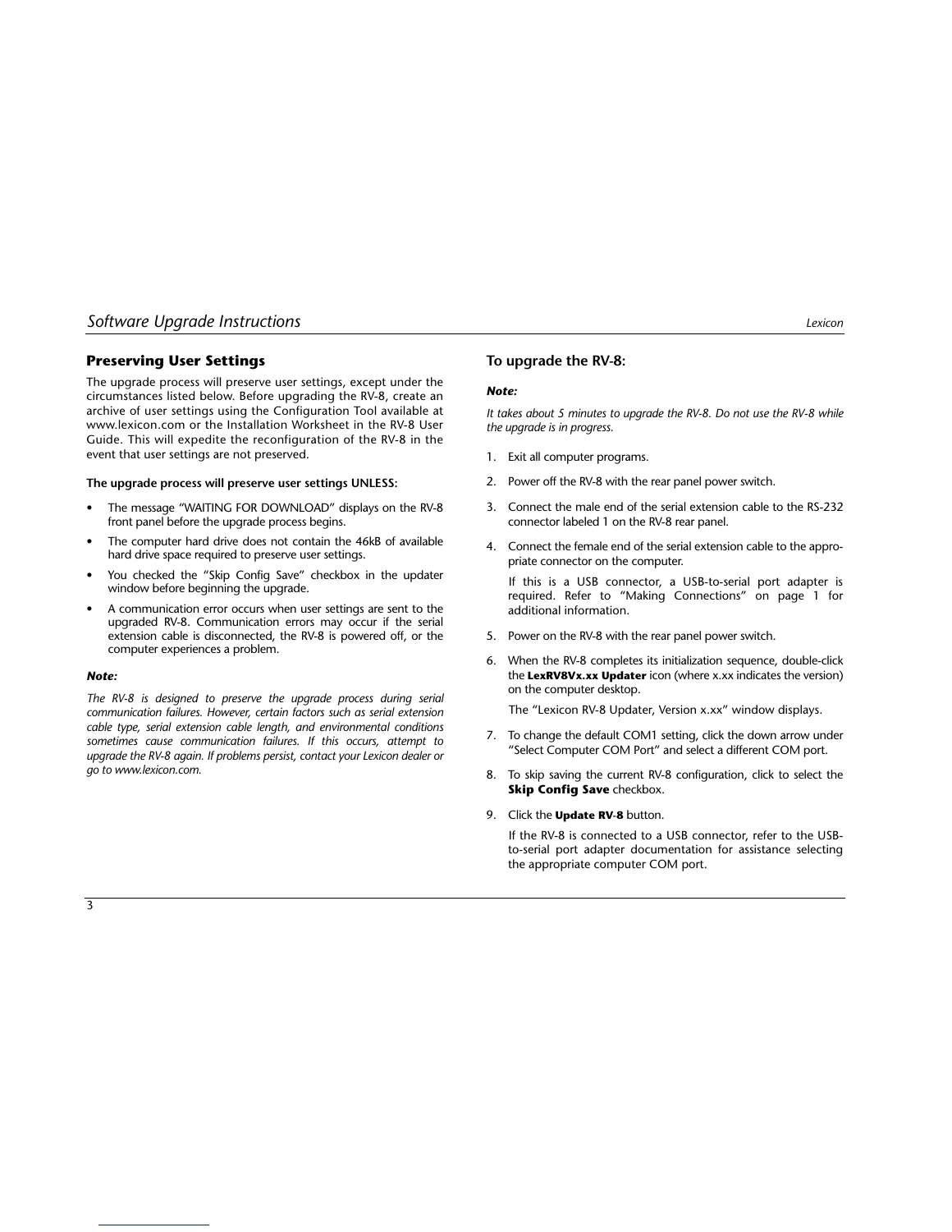## Preserving User Settings

The upgrade process will preserve user settings, except under the circumstances listed below. Before upgrading the RV-8, create an archive of user settings using the Configuration Tool available at www.lexicon.com or the Installation Worksheet in the RV-8 User Guide. This will expedite the reconfiguration of the RV-8 in the event that user settings are not preserved.

**The upgrade process will preserve user settings UNLESS:**

- The message "WAITING FOR DOWNLOAD" displays on the RV-8 front panel before the upgrade process begins.
- The computer hard drive does not contain the 46kB of available hard drive space required to preserve user settings.
- You checked the "Skip Config Save" checkbox in the updater window before beginning the upgrade.
- A communication error occurs when user settings are sent to the upgraded RV-8. Communication errors may occur if the serial extension cable is disconnected, the RV-8 is powered off, or the computer experiences a problem.

***Note:***

*The RV-8 is designed to preserve the upgrade process during serial communication failures. However, certain factors such as serial extension cable type, serial extension cable length, and environmental conditions sometimes cause communication failures. If this occurs, attempt to upgrade the RV-8 again. If problems persist, contact your Lexicon dealer or go to www.lexicon.com.*

## To upgrade the RV-8:

***Note:***

*It takes about 5 minutes to upgrade the RV-8. Do not use the RV-8 while the upgrade is in progress.*

1. Exit all computer programs.
2. Power off the RV-8 with the rear panel power switch.
3. Connect the male end of the serial extension cable to the RS-232 connector labeled 1 on the RV-8 rear panel.
4. Connect the female end of the serial extension cable to the appropriate connector on the computer.

   If this is a USB connector, a USB-to-serial port adapter is required. Refer to "Making Connections" on page 1 for additional information.
5. Power on the RV-8 with the rear panel power switch.
6. When the RV-8 completes its initialization sequence, double-click the **LexRV8Vx.xx Updater** icon (where x.xx indicates the version) on the computer desktop.

   The "Lexicon RV-8 Updater, Version x.xx" window displays.
7. To change the default COM1 setting, click the down arrow under "Select Computer COM Port" and select a different COM port.
8. To skip saving the current RV-8 configuration, click to select the **Skip Config Save** checkbox.
9. Click the **Update RV-8** button.

   If the RV-8 is connected to a USB connector, refer to the USB-to-serial port adapter documentation for assistance selecting the appropriate computer COM port.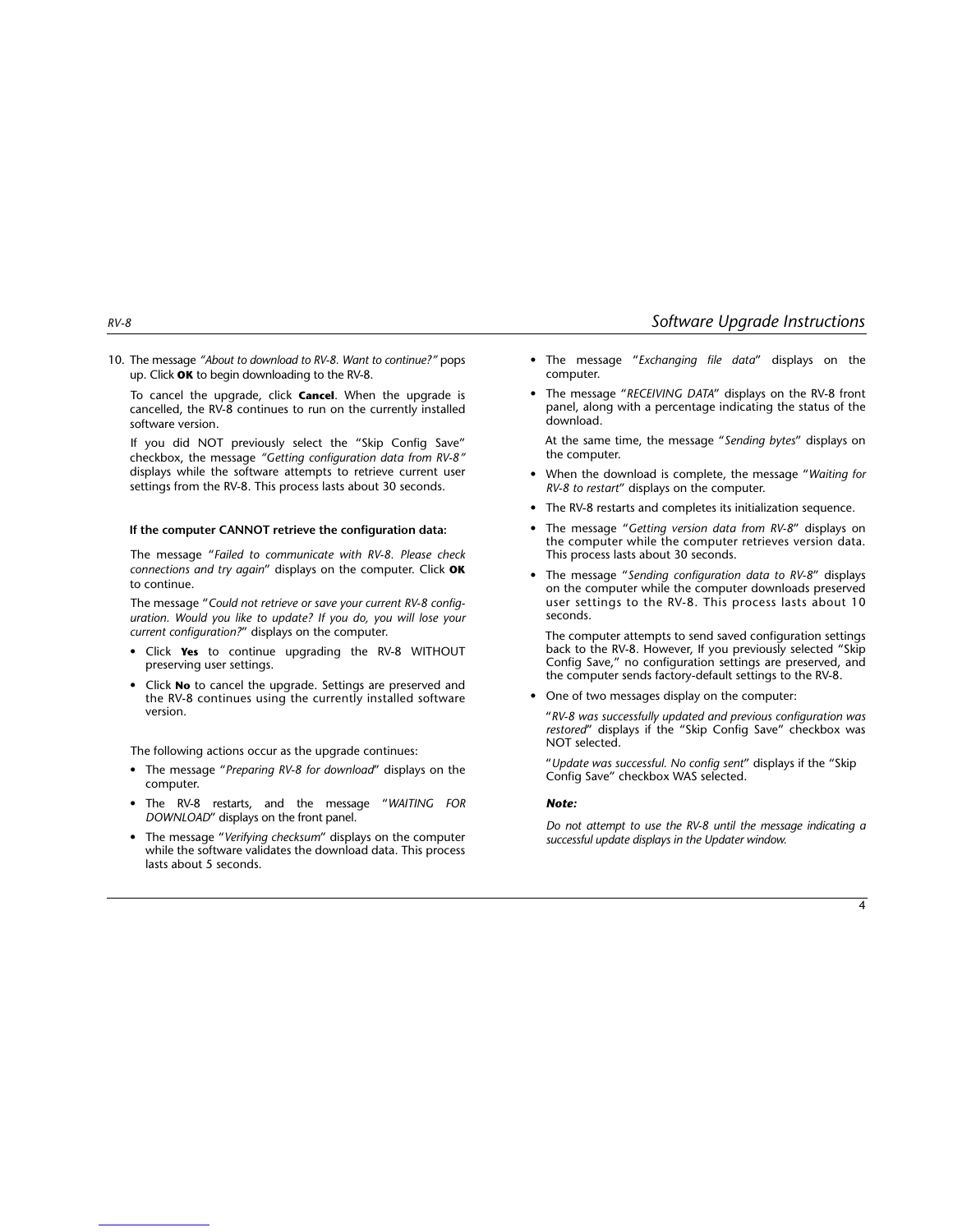10. The message *"About to download to RV-8. Want to continue?"* pops up. Click **OK** to begin downloading to the RV-8.

    To cancel the upgrade, click **Cancel**. When the upgrade is cancelled, the RV-8 continues to run on the currently installed software version.

    If you did NOT previously select the "Skip Config Save" checkbox, the message *"Getting configuration data from RV-8"* displays while the software attempts to retrieve current user settings from the RV-8. This process lasts about 30 seconds.

    **If the computer CANNOT retrieve the configuration data:**

    The message "*Failed to communicate with RV-8. Please check connections and try again*" displays on the computer. Click **OK** to continue.

    The message "*Could not retrieve or save your current RV-8 configuration. Would you like to update? If you do, you will lose your current configuration?*" displays on the computer.

    - Click **Yes** to continue upgrading the RV-8 WITHOUT preserving user settings.
    - Click **No** to cancel the upgrade. Settings are preserved and the RV-8 continues using the currently installed software version.

    The following actions occur as the upgrade continues:

    - The message "*Preparing RV-8 for download*" displays on the computer.
    - The RV-8 restarts, and the message "*WAITING FOR DOWNLOAD*" displays on the front panel.
    - The message "*Verifying checksum*" displays on the computer while the software validates the download data. This process lasts about 5 seconds.
    - The message "*Exchanging file data*" displays on the computer.
    - The message "*RECEIVING DATA*" displays on the RV-8 front panel, along with a percentage indicating the status of the download.

      At the same time, the message "*Sending bytes*" displays on the computer.
    - When the download is complete, the message "*Waiting for RV-8 to restart*" displays on the computer.
    - The RV-8 restarts and completes its initialization sequence.
    - The message "*Getting version data from RV-8*" displays on the computer while the computer retrieves version data. This process lasts about 30 seconds.
    - The message "*Sending configuration data to RV-8*" displays on the computer while the computer downloads preserved user settings to the RV-8. This process lasts about 10 seconds.

      The computer attempts to send saved configuration settings back to the RV-8. However, If you previously selected "Skip Config Save," no configuration settings are preserved, and the computer sends factory-default settings to the RV-8.
    - One of two messages display on the computer:

      "*RV-8 was successfully updated and previous configuration was restored*" displays if the "Skip Config Save" checkbox was NOT selected.

      "*Update was successful. No config sent*" displays if the "Skip Config Save" checkbox WAS selected.

    ***Note:***

    *Do not attempt to use the RV-8 until the message indicating a successful update displays in the Updater window.*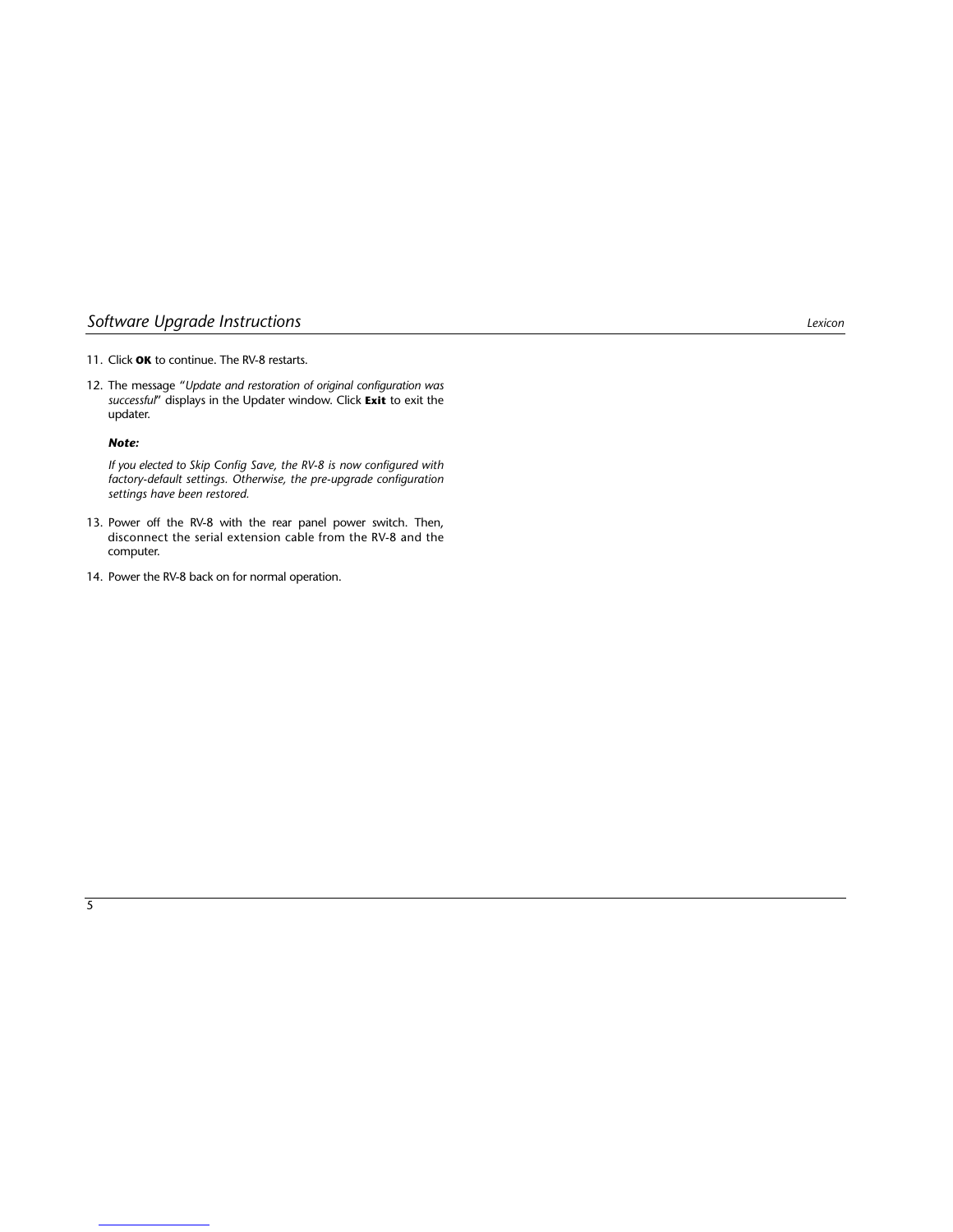11. Click **OK** to continue. The RV-8 restarts.
12. The message "*Update and restoration of original configuration was successful*" displays in the Updater window. Click **Exit** to exit the updater.

    ***Note:***

    *If you elected to Skip Config Save, the RV-8 is now configured with factory-default settings. Otherwise, the pre-upgrade configuration settings have been restored.*

13. Power off the RV-8 with the rear panel power switch. Then, disconnect the serial extension cable from the RV-8 and the computer.
14. Power the RV-8 back on for normal operation.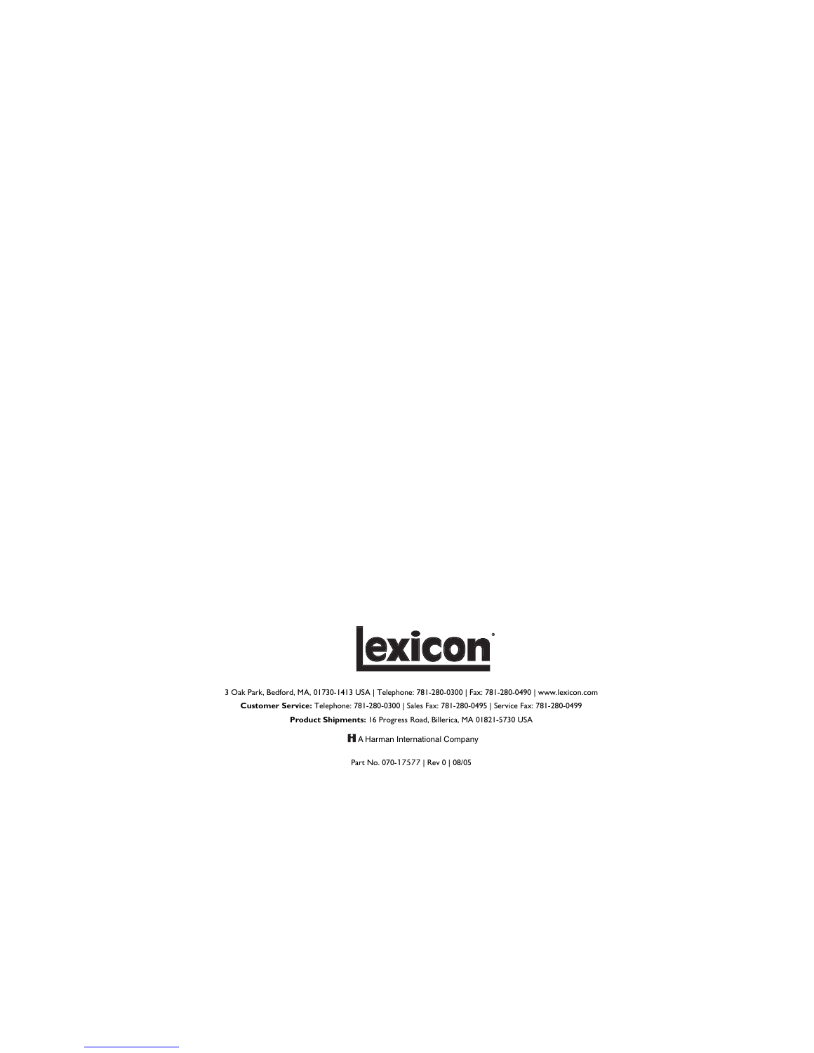Lexicon®

3 Oak Park, Bedford, MA, 01730-1413 USA | Telephone: 781-280-0300 | Fax: 781-280-0490 | www.lexicon.com

**Customer Service:** Telephone: 781-280-0300 | Sales Fax: 781-280-0495 | Service Fax: 781-280-0499

**Product Shipments:** 16 Progress Road, Billerica, MA 01821-5730 USA

A Harman International Company

Part No. 070-17577 | Rev 0 | 08/05